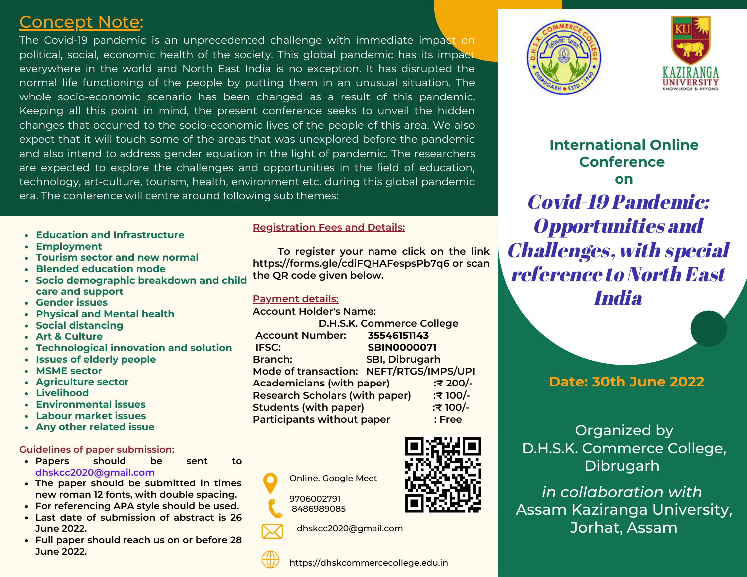## Concept Note:

The Covid-19 pandemic is an unprecedented challenge with immediate impact on political, social, economic health of the society. This global pandemic has its impact everywhere in the world and North East India is no exception. It has disrupted the normal life functioning of the people by putting them in an unusual situation. The whole socio-economic scenario has been changed as a result of this pandemic. Keeping all this point in mind, the present conference seeks to unveil the hidden changes that occurred to the socio-economic lives of the people of this area. We also expect that it will touch some of the areas that was unexplored before the pandemic and also intend to address gender equation in the light of pandemic. The researchers are expected to explore the challenges and opportunities in the field of education, technology, art-culture, tourism, health, environment etc. during this global pandemic era. The conference will centre around following sub themes:

- **Education and Infrastructure**
- **Employment**
- **Tourism sector and new normal**
- **Blended education mode**
- **Socio demographic breakdown and child care and support**
- **Gender issues**
- **Physical and Mental health**
- **Social distancing**
- **Art & Culture**
- **Technological innovation and solution**
- **Issues of elderly people**
- **MSME sector**
- **Agriculture sector**
- **Livelihood**
- **Environmental issues**
- **Labour market issues**
- **Any other related issue**

### Guidelines of paper submission:

- **Papers should be sent to dhskcc2020@gmail.com**
- **The paper should be submitted in times new roman 12 fonts, with double spacing.**
- **For referencing APA style should be used.**
- **Last date of submission of abstract is 26 June 2022.**
- **Full paper should reach us on or before 28 June 2022.**

### Registration Fees and Details:

**To register your name click on the link https://forms.gle/cdiFQHAFespsPb7q6 or scan the QR code given below.**

### Payment details:

**Account Holder's Name:**
**D.H.S.K. Commerce College**

| | |
|---|---|
| Account Number: | **35546151143** |
| IFSC: | **SBIN0000071** |
| Branch: | SBI, Dibrugarh |
| Mode of transaction: | NEFT/RTGS/IMPS/UPI |
| Academicians (with paper) | :₹ 200/- |
| Research Scholars (with paper) | :₹ 100/- |
| Students (with paper) | :₹ 100/- |
| Participants without paper | : Free |

Online, Google Meet

9706002791
8486989085

dhskcc2020@gmail.com

https://dhskcommercecollege.edu.in

D.H.S.K. COMMERCE COLLEGE, DIBRUGARH • ESTD • 1960

KU KAZIRANGA UNIVERSITY KNOWLEDGE & BEYOND

## International Online Conference on

# *Covid-19 Pandemic: Opportunities and Challenges, with special reference to North East India*

**Date: 30th June 2022**

Organized by
D.H.S.K. Commerce College, Dibrugarh

*in collaboration with*
Assam Kaziranga University, Jorhat, Assam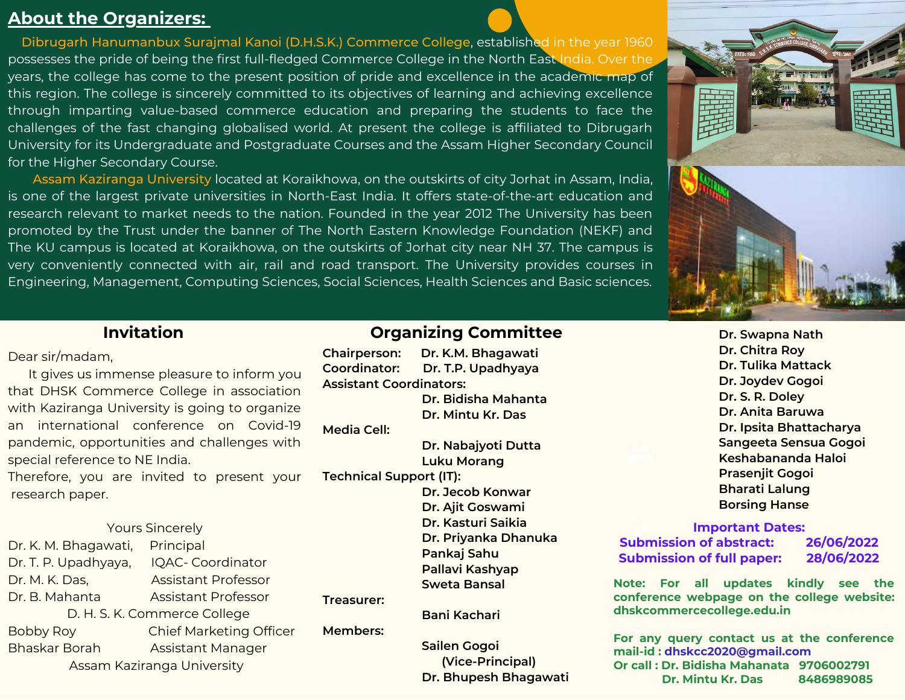## About the Organizers:

Dibrugarh Hanumanbux Surajmal Kanoi (D.H.S.K.) Commerce College, established in the year 1960 possesses the pride of being the first full-fledged Commerce College in the North East India. Over the years, the college has come to the present position of pride and excellence in the academic map of this region. The college is sincerely committed to its objectives of learning and achieving excellence through imparting value-based commerce education and preparing the students to face the challenges of the fast changing globalised world. At present the college is affiliated to Dibrugarh University for its Undergraduate and Postgraduate Courses and the Assam Higher Secondary Council for the Higher Secondary Course.

Assam Kaziranga University located at Koraikhowa, on the outskirts of city Jorhat in Assam, India, is one of the largest private universities in North-East India. It offers state-of-the-art education and research relevant to market needs to the nation. Founded in the year 2012 The University has been promoted by the Trust under the banner of The North Eastern Knowledge Foundation (NEKF) and The KU campus is located at Koraikhowa, on the outskirts of Jorhat city near NH 37. The campus is very conveniently connected with air, rail and road transport. The University provides courses in Engineering, Management, Computing Sciences, Social Sciences, Health Sciences and Basic sciences.

## Invitation

Dear sir/madam,

It gives us immense pleasure to inform you that DHSK Commerce College in association with Kaziranga University is going to organize an international conference on Covid-19 pandemic, opportunities and challenges with special reference to NE India.

Therefore, you are invited to present your research paper.

Yours Sincerely

Dr. K. M. Bhagawati, Principal
Dr. T. P. Upadhyaya, IQAC- Coordinator
Dr. M. K. Das, Assistant Professor
Dr. B. Mahanta Assistant Professor
D. H. S. K. Commerce College
Bobby Roy Chief Marketing Officer
Bhaskar Borah Assistant Manager
Assam Kaziranga University

## Organizing Committee

**Chairperson:** Dr. K.M. Bhagawati
**Coordinator:** Dr. T.P. Upadhyaya
**Assistant Coordinators:**
Dr. Bidisha Mahanta
Dr. Mintu Kr. Das
**Media Cell:**
Dr. Nabajyoti Dutta
Luku Morang
**Technical Support (IT):**
Dr. Jecob Konwar
Dr. Ajit Goswami
Dr. Kasturi Saikia
Dr. Priyanka Dhanuka
Pankaj Sahu
Pallavi Kashyap
Sweta Bansal
**Treasurer:**
Bani Kachari
**Members:**
Sailen Gogoi (Vice-Principal)
Dr. Bhupesh Bhagawati
Dr. Swapna Nath
Dr. Chitra Roy
Dr. Tulika Mattack
Dr. Joydev Gogoi
Dr. S. R. Doley
Dr. Anita Baruwa
Dr. Ipsita Bhattacharya
Sangeeta Sensua Gogoi
Keshabananda Haloi
Prasenjit Gogoi
Bharati Lalung
Borsing Hanse

**Important Dates:**
**Submission of abstract: 26/06/2022**
**Submission of full paper: 28/06/2022**

**Note: For all updates kindly see the conference webpage on the college website: dhskcommercecollege.edu.in**

**For any query contact us at the conference mail-id : dhskcc2020@gmail.com**
**Or call : Dr. Bidisha Mahanata 9706002791**
**Dr. Mintu Kr. Das 8486989085**